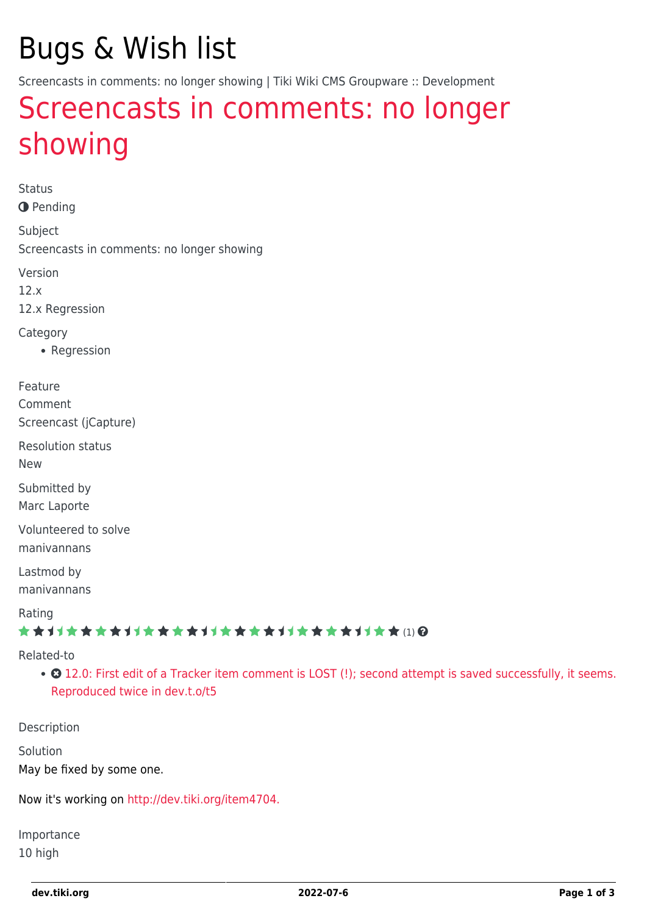# Bugs & Wish list

Screencasts in comments: no longer showing | Tiki Wiki CMS Groupware :: Development

## Screencasts in comments: no longer showing

Status

Pending

Subject

Screencasts in comments: no longer showing

Version

12.x

12.x Regression

Category

- Regression

Feature

Comment

Screencast (jCapture)

Resolution status

New

Submitted by

Marc Laporte

Volunteered to solve

manivannans

Lastmod by

manivannans

Rating

(1)

Related-to

- 12.0: First edit of a Tracker item comment is LOST (!); second attempt is saved successfully, it seems. Reproduced twice in dev.t.o/t5

Description

Solution

May be fixed by some one.

Now it's working on http://dev.tiki.org/item4704.

Importance

10 high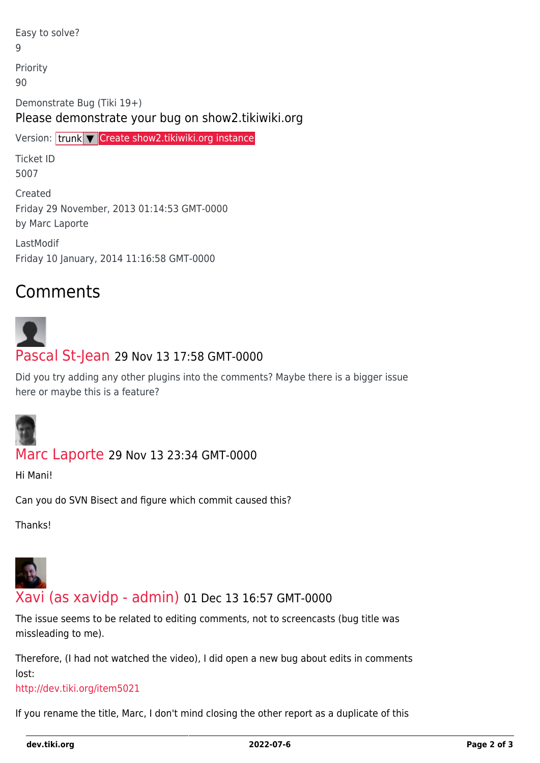Easy to solve?
9

Priority
90

Demonstrate Bug (Tiki 19+)

Please demonstrate your bug on show2.tikiwiki.org

Version: trunk ▼ Create show2.tikiwiki.org instance

Ticket ID
5007

Created
Friday 29 November, 2013 01:14:53 GMT-0000
by Marc Laporte

LastModif
Friday 10 January, 2014 11:16:58 GMT-0000

## Comments

### Pascal St-Jean 29 Nov 13 17:58 GMT-0000

Did you try adding any other plugins into the comments? Maybe there is a bigger issue here or maybe this is a feature?

### Marc Laporte 29 Nov 13 23:34 GMT-0000

Hi Mani!

Can you do SVN Bisect and figure which commit caused this?

Thanks!

### Xavi (as xavidp - admin) 01 Dec 13 16:57 GMT-0000

The issue seems to be related to editing comments, not to screencasts (bug title was missleading to me).

Therefore, (I had not watched the video), I did open a new bug about edits in comments lost:
http://dev.tiki.org/item5021

If you rename the title, Marc, I don't mind closing the other report as a duplicate of this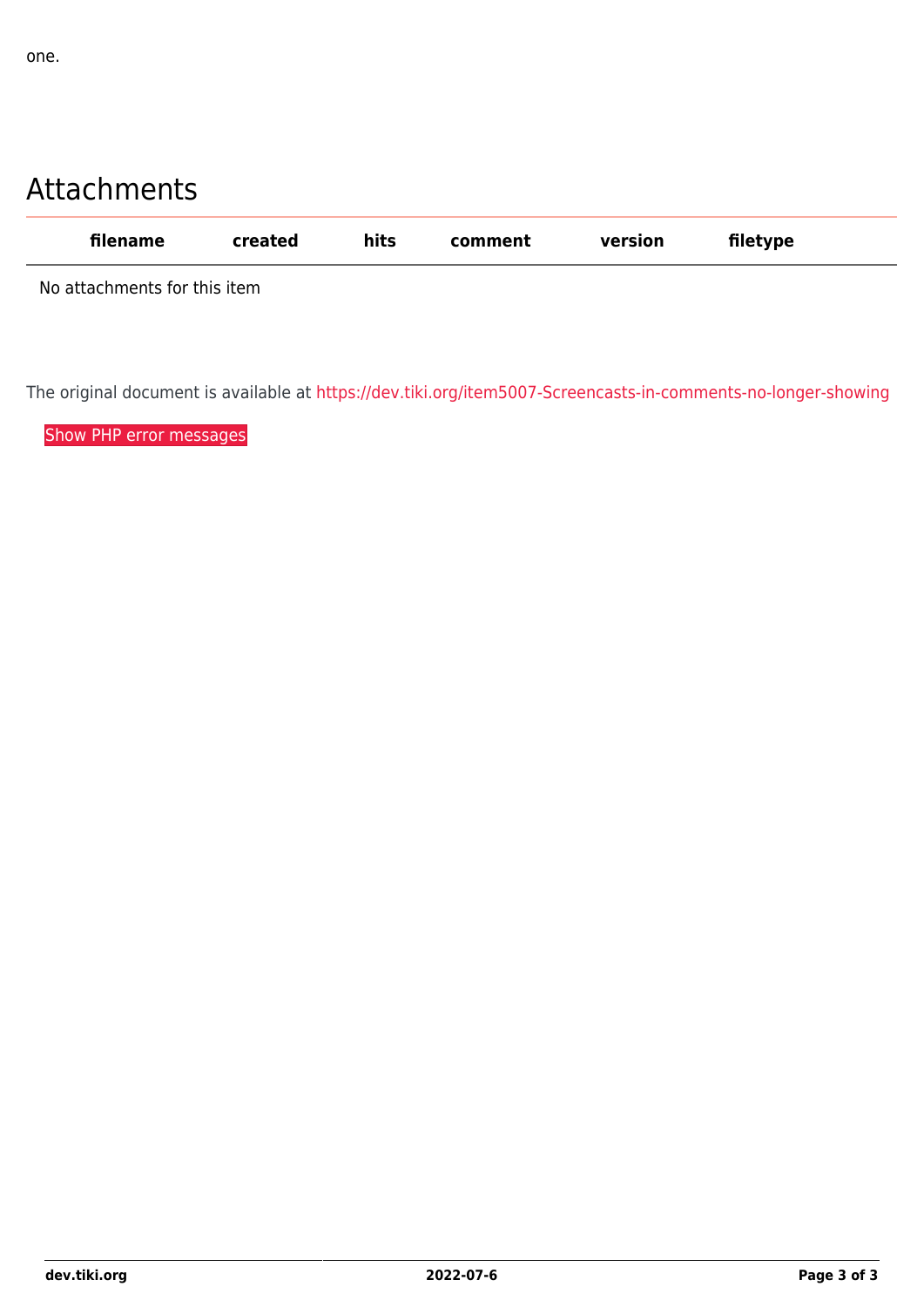one.

## Attachments

| filename | created | hits | comment | version | filetype |
|---|---|---|---|---|---|
| No attachments for this item | | | | | |

The original document is available at https://dev.tiki.org/item5007-Screencasts-in-comments-no-longer-showing

Show PHP error messages